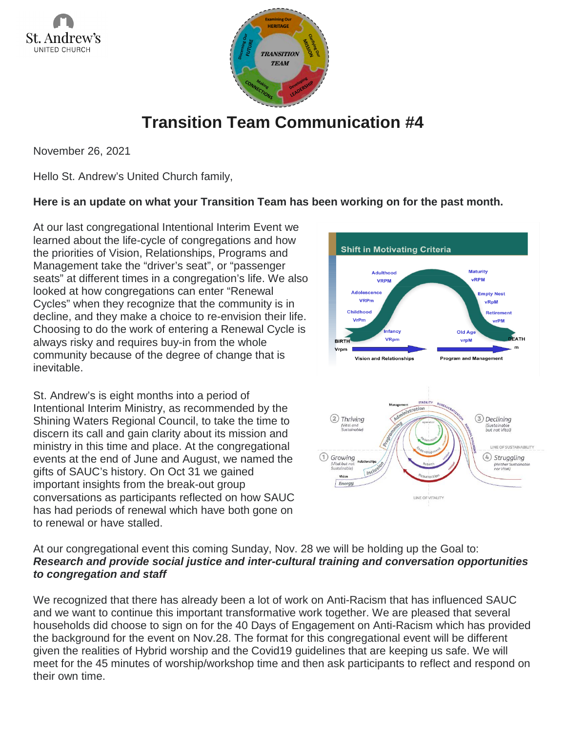# Transition Team Communication #4

November 26, 2021

Hello St. Andrew's United Church family,

**Here is an update on what your Transition Team has been working on for the past month.**

At our last congregational Intentional Interim Event we learned about the life-cycle of congregations and how the priorities of Vision, Relationships, Programs and Management take the "driver's seat", or "passenger seats" at different times in a congregation's life. We also looked at how congregations can enter "Renewal Cycles" when they recognize that the community is in decline, and they make a choice to re-envision their life. Choosing to do the work of entering a Renewal Cycle is always risky and requires buy-in from the whole community because of the degree of change that is inevitable.

St. Andrew's is eight months into a period of Intentional Interim Ministry, as recommended by the Shining Waters Regional Council, to take the time to discern its call and gain clarity about its mission and ministry in this time and place. At the congregational events at the end of June and August, we named the gifts of SAUC's history. On Oct 31 we gained important insights from the break-out group conversations as participants reflected on how SAUC has had periods of renewal which have both gone on to renewal or have stalled.

At our congregational event this coming Sunday, Nov. 28 we will be holding up the Goal to:
***Research and provide social justice and inter-cultural training and conversation opportunities to congregation and staff***

We recognized that there has already been a lot of work on Anti-Racism that has influenced SAUC and we want to continue this important transformative work together. We are pleased that several households did choose to sign on for the 40 Days of Engagement on Anti-Racism which has provided the background for the event on Nov.28. The format for this congregational event will be different given the realities of Hybrid worship and the Covid19 guidelines that are keeping us safe. We will meet for the 45 minutes of worship/workshop time and then ask participants to reflect and respond on their own time.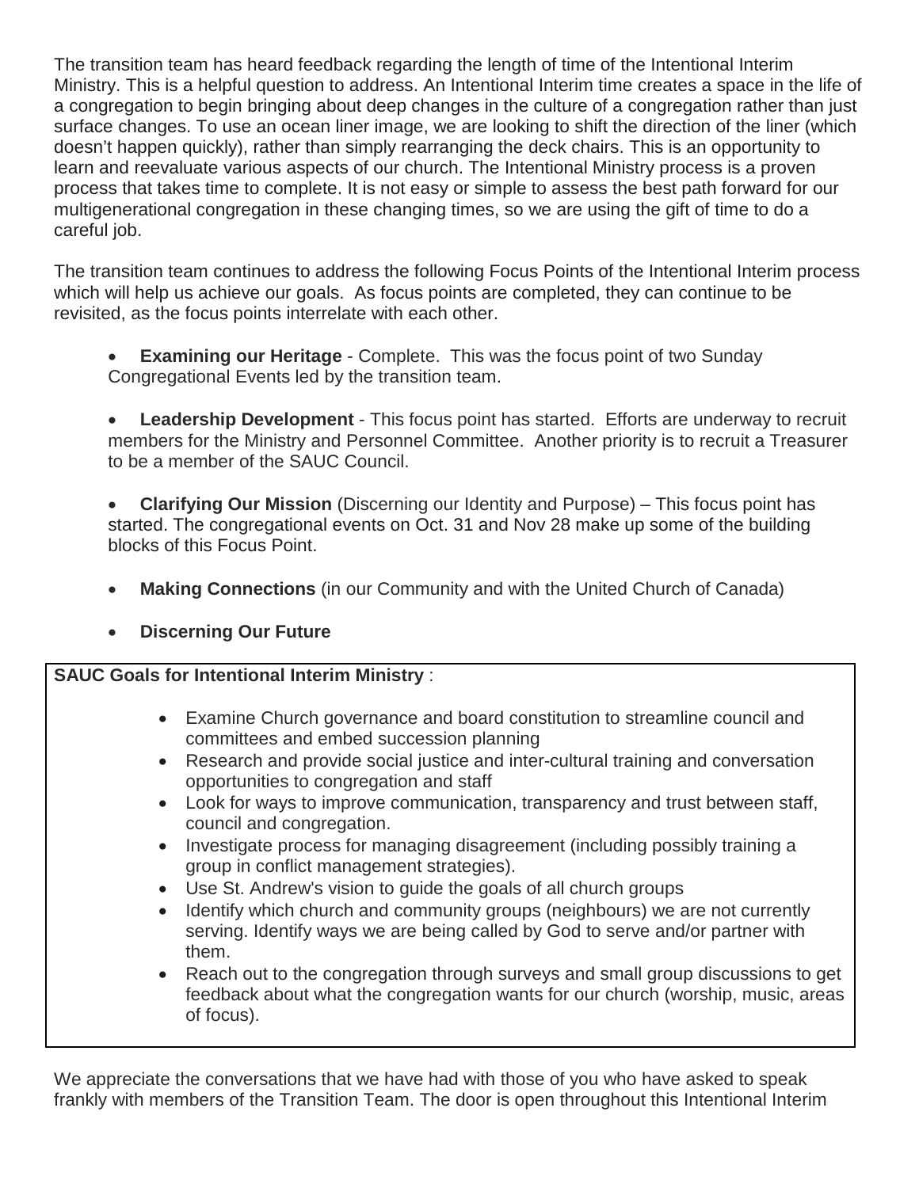The transition team has heard feedback regarding the length of time of the Intentional Interim Ministry. This is a helpful question to address. An Intentional Interim time creates a space in the life of a congregation to begin bringing about deep changes in the culture of a congregation rather than just surface changes. To use an ocean liner image, we are looking to shift the direction of the liner (which doesn't happen quickly), rather than simply rearranging the deck chairs. This is an opportunity to learn and reevaluate various aspects of our church. The Intentional Ministry process is a proven process that takes time to complete. It is not easy or simple to assess the best path forward for our multigenerational congregation in these changing times, so we are using the gift of time to do a careful job.

The transition team continues to address the following Focus Points of the Intentional Interim process which will help us achieve our goals. As focus points are completed, they can continue to be revisited, as the focus points interrelate with each other.

- **Examining our Heritage** - Complete. This was the focus point of two Sunday Congregational Events led by the transition team.
- **Leadership Development** - This focus point has started. Efforts are underway to recruit members for the Ministry and Personnel Committee. Another priority is to recruit a Treasurer to be a member of the SAUC Council.
- **Clarifying Our Mission** (Discerning our Identity and Purpose) – This focus point has started. The congregational events on Oct. 31 and Nov 28 make up some of the building blocks of this Focus Point.
- **Making Connections** (in our Community and with the United Church of Canada)
- **Discerning Our Future**

**SAUC Goals for Intentional Interim Ministry** :

- Examine Church governance and board constitution to streamline council and committees and embed succession planning
- Research and provide social justice and inter-cultural training and conversation opportunities to congregation and staff
- Look for ways to improve communication, transparency and trust between staff, council and congregation.
- Investigate process for managing disagreement (including possibly training a group in conflict management strategies).
- Use St. Andrew's vision to guide the goals of all church groups
- Identify which church and community groups (neighbours) we are not currently serving. Identify ways we are being called by God to serve and/or partner with them.
- Reach out to the congregation through surveys and small group discussions to get feedback about what the congregation wants for our church (worship, music, areas of focus).

We appreciate the conversations that we have had with those of you who have asked to speak frankly with members of the Transition Team. The door is open throughout this Intentional Interim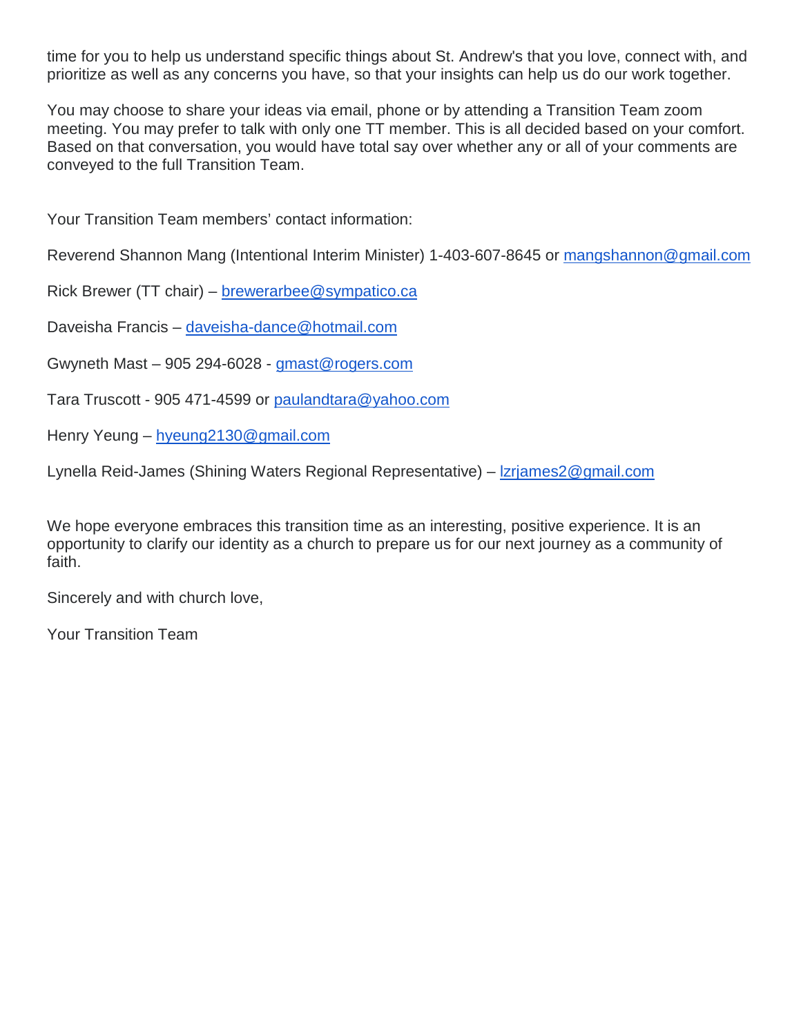time for you to help us understand specific things about St. Andrew's that you love, connect with, and prioritize as well as any concerns you have, so that your insights can help us do our work together.

You may choose to share your ideas via email, phone or by attending a Transition Team zoom meeting. You may prefer to talk with only one TT member. This is all decided based on your comfort. Based on that conversation, you would have total say over whether any or all of your comments are conveyed to the full Transition Team.

Your Transition Team members' contact information:

Reverend Shannon Mang (Intentional Interim Minister) 1-403-607-8645 or mangshannon@gmail.com

Rick Brewer (TT chair) – brewerarbee@sympatico.ca

Daveisha Francis – daveisha-dance@hotmail.com

Gwyneth Mast – 905 294-6028 - gmast@rogers.com

Tara Truscott - 905 471-4599 or paulandtara@yahoo.com

Henry Yeung – hyeung2130@gmail.com

Lynella Reid-James (Shining Waters Regional Representative) – lzrjames2@gmail.com

We hope everyone embraces this transition time as an interesting, positive experience. It is an opportunity to clarify our identity as a church to prepare us for our next journey as a community of faith.

Sincerely and with church love,

Your Transition Team